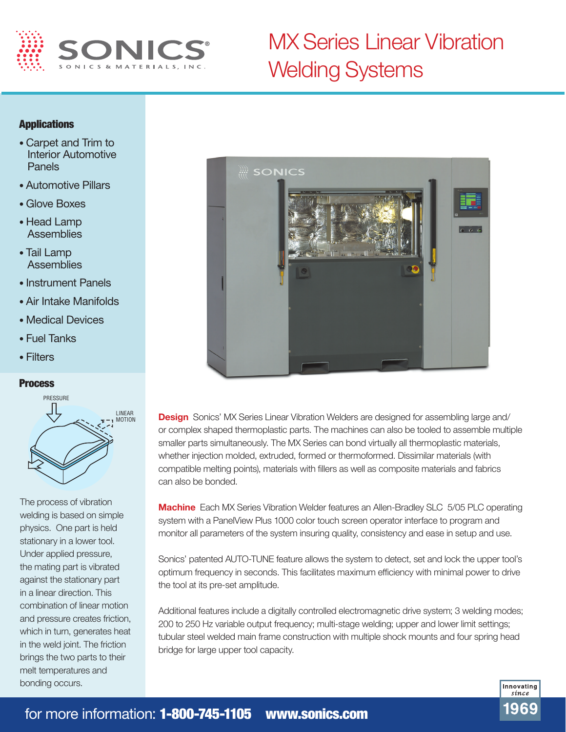# MX Series Linear Vibration Welding Systems

SONICS
SONICS & MATERIALS, INC.

## Applications

- Carpet and Trim to Interior Automotive Panels
- Automotive Pillars
- Glove Boxes
- Head Lamp Assemblies
- Tail Lamp Assemblies
- Instrument Panels
- Air Intake Manifolds
- Medical Devices
- Fuel Tanks
- Filters

## Process

PRESSURE

LINEAR MOTION

The process of vibration welding is based on simple physics. One part is held stationary in a lower tool. Under applied pressure, the mating part is vibrated against the stationary part in a linear direction. This combination of linear motion and pressure creates friction, which in turn, generates heat in the weld joint. The friction brings the two parts to their melt temperatures and bonding occurs.

**Design** Sonics' MX Series Linear Vibration Welders are designed for assembling large and/or complex shaped thermoplastic parts. The machines can also be tooled to assemble multiple smaller parts simultaneously. The MX Series can bond virtually all thermoplastic materials, whether injection molded, extruded, formed or thermoformed. Dissimilar materials (with compatible melting points), materials with fillers as well as composite materials and fabrics can also be bonded.

**Machine** Each MX Series Vibration Welder features an Allen-Bradley SLC 5/05 PLC operating system with a PanelView Plus 1000 color touch screen operator interface to program and monitor all parameters of the system insuring quality, consistency and ease in setup and use.

Sonics' patented AUTO-TUNE feature allows the system to detect, set and lock the upper tool's optimum frequency in seconds. This facilitates maximum efficiency with minimal power to drive the tool at its pre-set amplitude.

Additional features include a digitally controlled electromagnetic drive system; 3 welding modes; 200 to 250 Hz variable output frequency; multi-stage welding; upper and lower limit settings; tubular steel welded main frame construction with multiple shock mounts and four spring head bridge for large upper tool capacity.

for more information: **1-800-745-1105** **www.sonics.com**

Innovating since 1969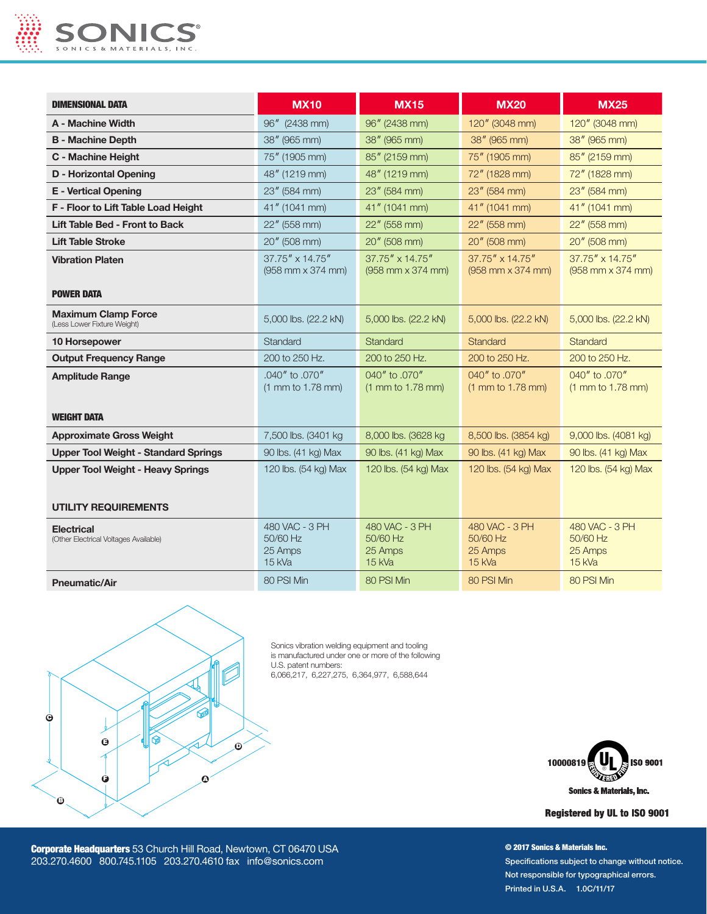| DIMENSIONAL DATA | MX10 | MX15 | MX20 | MX25 |
|---|---|---|---|---|
| A - Machine Width | 96″ (2438 mm) | 96″ (2438 mm) | 120″ (3048 mm) | 120″ (3048 mm) |
| B - Machine Depth | 38″ (965 mm) | 38″ (965 mm) | 38″ (965 mm) | 38″ (965 mm) |
| C - Machine Height | 75″ (1905 mm) | 85″ (2159 mm) | 75″ (1905 mm) | 85″ (2159 mm) |
| D - Horizontal Opening | 48″ (1219 mm) | 48″ (1219 mm) | 72″ (1828 mm) | 72″ (1828 mm) |
| E - Vertical Opening | 23″ (584 mm) | 23″ (584 mm) | 23″ (584 mm) | 23″ (584 mm) |
| F - Floor to Lift Table Load Height | 41″ (1041 mm) | 41″ (1041 mm) | 41″ (1041 mm) | 41″ (1041 mm) |
| Lift Table Bed - Front to Back | 22″ (558 mm) | 22″ (558 mm) | 22″ (558 mm) | 22″ (558 mm) |
| Lift Table Stroke | 20″ (508 mm) | 20″ (508 mm) | 20″ (508 mm) | 20″ (508 mm) |
| Vibration Platen | 37.75″ x 14.75″ (958 mm x 374 mm) | 37.75″ x 14.75″ (958 mm x 374 mm) | 37.75″ x 14.75″ (958 mm x 374 mm) | 37.75″ x 14.75″ (958 mm x 374 mm) |
| **POWER DATA** | | | | |
| Maximum Clamp Force (Less Lower Fixture Weight) | 5,000 lbs. (22.2 kN) | 5,000 lbs. (22.2 kN) | 5,000 lbs. (22.2 kN) | 5,000 lbs. (22.2 kN) |
| 10 Horsepower | Standard | Standard | Standard | Standard |
| Output Frequency Range | 200 to 250 Hz. | 200 to 250 Hz. | 200 to 250 Hz. | 200 to 250 Hz. |
| Amplitude Range | .040″ to .070″ (1 mm to 1.78 mm) | 040″ to .070″ (1 mm to 1.78 mm) | 040″ to .070″ (1 mm to 1.78 mm) | 040″ to .070″ (1 mm to 1.78 mm) |
| **WEIGHT DATA** | | | | |
| Approximate Gross Weight | 7,500 lbs. (3401 kg | 8,000 lbs. (3628 kg | 8,500 lbs. (3854 kg) | 9,000 lbs. (4081 kg) |
| Upper Tool Weight - Standard Springs | 90 lbs. (41 kg) Max | 90 lbs. (41 kg) Max | 90 lbs. (41 kg) Max | 90 lbs. (41 kg) Max |
| Upper Tool Weight - Heavy Springs | 120 lbs. (54 kg) Max | 120 lbs. (54 kg) Max | 120 lbs. (54 kg) Max | 120 lbs. (54 kg) Max |
| **UTILITY REQUIREMENTS** | | | | |
| Electrical (Other Electrical Voltages Available) | 480 VAC - 3 PH 50/60 Hz 25 Amps 15 kVa | 480 VAC - 3 PH 50/60 Hz 25 Amps 15 kVa | 480 VAC - 3 PH 50/60 Hz 25 Amps 15 kVa | 480 VAC - 3 PH 50/60 Hz 25 Amps 15 kVa |
| Pneumatic/Air | 80 PSI Min | 80 PSI Min | 80 PSI Min | 80 PSI Min |

C
E
F
B
A
D

Sonics vibration welding equipment and tooling is manufactured under one or more of the following U.S. patent numbers:
6,066,217, 6,227,275, 6,364,977, 6,588,644

10000819 UL ISO 9001

Sonics & Materials, Inc.

**Registered by UL to ISO 9001**

**Corporate Headquarters** 53 Church Hill Road, Newtown, CT 06470 USA
203.270.4600 800.745.1105 203.270.4610 fax info@sonics.com

**© 2017 Sonics & Materials Inc.**
Specifications subject to change without notice.
Not responsible for typographical errors.
Printed in U.S.A. 1.0C/11/17